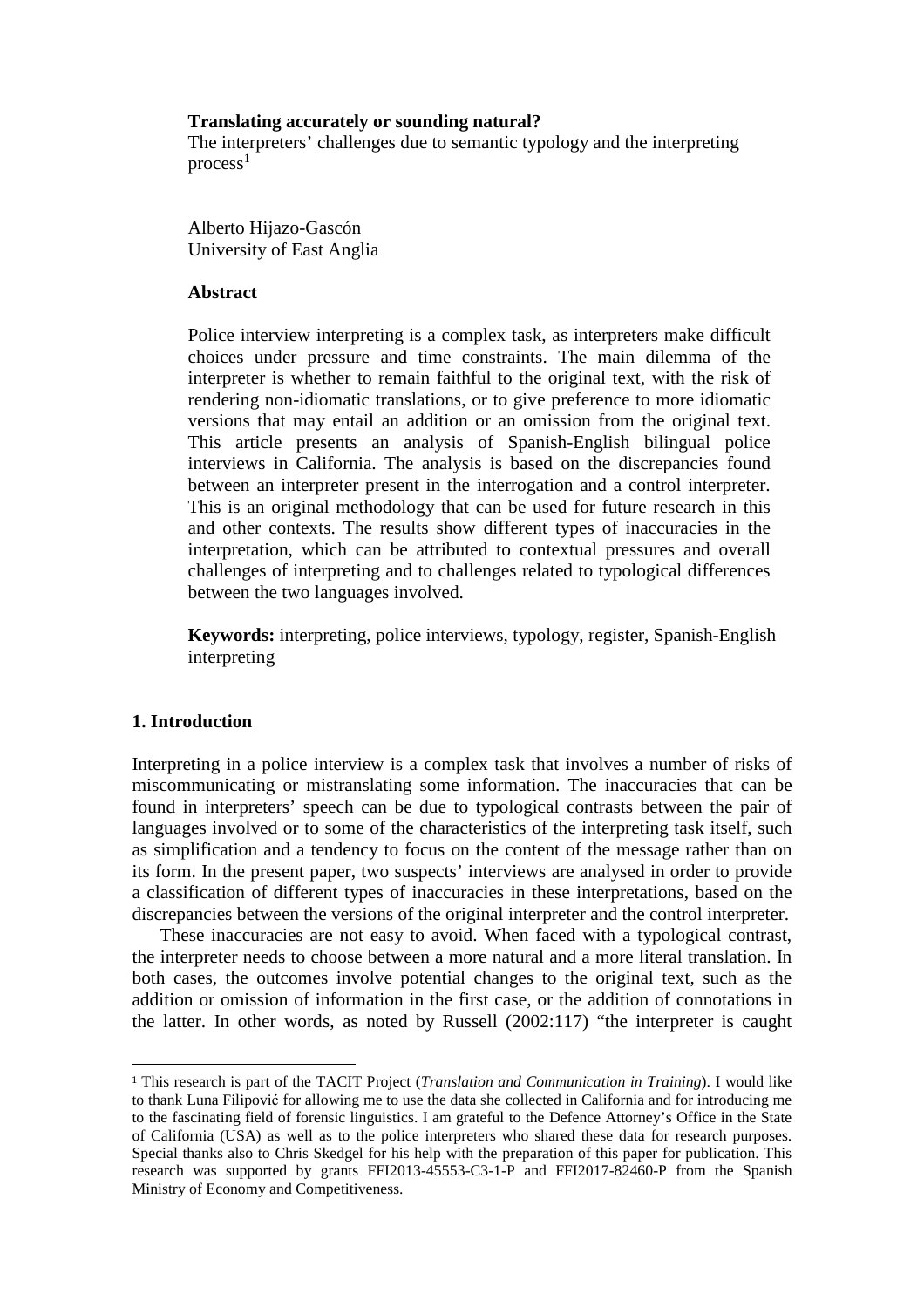# Translating accurately or sounding natural?

The interpreters' challenges due to semantic typology and the interpreting process[1]

Alberto Hijazo-Gascón
University of East Anglia

**Abstract**

Police interview interpreting is a complex task, as interpreters make difficult choices under pressure and time constraints. The main dilemma of the interpreter is whether to remain faithful to the original text, with the risk of rendering non-idiomatic translations, or to give preference to more idiomatic versions that may entail an addition or an omission from the original text. This article presents an analysis of Spanish-English bilingual police interviews in California. The analysis is based on the discrepancies found between an interpreter present in the interrogation and a control interpreter. This is an original methodology that can be used for future research in this and other contexts. The results show different types of inaccuracies in the interpretation, which can be attributed to contextual pressures and overall challenges of interpreting and to challenges related to typological differences between the two languages involved.

**Keywords:** interpreting, police interviews, typology, register, Spanish-English interpreting

## 1. Introduction

Interpreting in a police interview is a complex task that involves a number of risks of miscommunicating or mistranslating some information. The inaccuracies that can be found in interpreters' speech can be due to typological contrasts between the pair of languages involved or to some of the characteristics of the interpreting task itself, such as simplification and a tendency to focus on the content of the message rather than on its form. In the present paper, two suspects' interviews are analysed in order to provide a classification of different types of inaccuracies in these interpretations, based on the discrepancies between the versions of the original interpreter and the control interpreter.

These inaccuracies are not easy to avoid. When faced with a typological contrast, the interpreter needs to choose between a more natural and a more literal translation. In both cases, the outcomes involve potential changes to the original text, such as the addition or omission of information in the first case, or the addition of connotations in the latter. In other words, as noted by Russell (2002:117) "the interpreter is caught

---

[1] This research is part of the TACIT Project (*Translation and Communication in Training*). I would like to thank Luna Filipović for allowing me to use the data she collected in California and for introducing me to the fascinating field of forensic linguistics. I am grateful to the Defence Attorney's Office in the State of California (USA) as well as to the police interpreters who shared these data for research purposes. Special thanks also to Chris Skedgel for his help with the preparation of this paper for publication. This research was supported by grants FFI2013-45553-C3-1-P and FFI2017-82460-P from the Spanish Ministry of Economy and Competitiveness.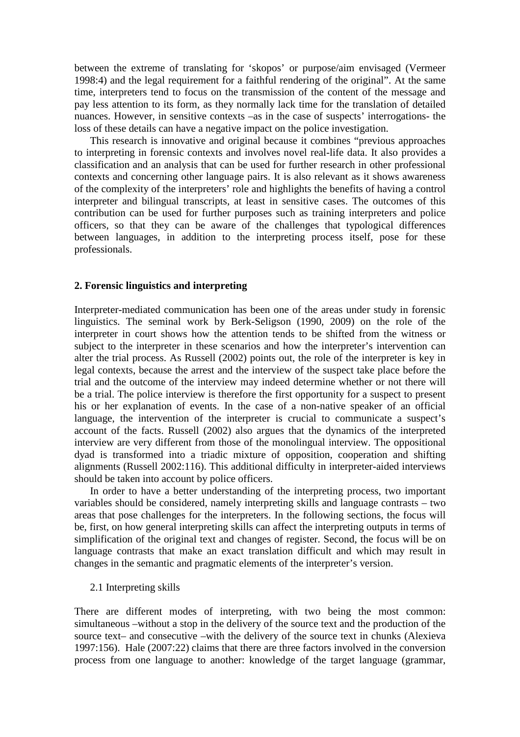between the extreme of translating for 'skopos' or purpose/aim envisaged (Vermeer 1998:4) and the legal requirement for a faithful rendering of the original". At the same time, interpreters tend to focus on the transmission of the content of the message and pay less attention to its form, as they normally lack time for the translation of detailed nuances. However, in sensitive contexts –as in the case of suspects' interrogations- the loss of these details can have a negative impact on the police investigation.

This research is innovative and original because it combines "previous approaches to interpreting in forensic contexts and involves novel real-life data. It also provides a classification and an analysis that can be used for further research in other professional contexts and concerning other language pairs. It is also relevant as it shows awareness of the complexity of the interpreters' role and highlights the benefits of having a control interpreter and bilingual transcripts, at least in sensitive cases. The outcomes of this contribution can be used for further purposes such as training interpreters and police officers, so that they can be aware of the challenges that typological differences between languages, in addition to the interpreting process itself, pose for these professionals.

## 2. Forensic linguistics and interpreting

Interpreter-mediated communication has been one of the areas under study in forensic linguistics. The seminal work by Berk-Seligson (1990, 2009) on the role of the interpreter in court shows how the attention tends to be shifted from the witness or subject to the interpreter in these scenarios and how the interpreter's intervention can alter the trial process. As Russell (2002) points out, the role of the interpreter is key in legal contexts, because the arrest and the interview of the suspect take place before the trial and the outcome of the interview may indeed determine whether or not there will be a trial. The police interview is therefore the first opportunity for a suspect to present his or her explanation of events. In the case of a non-native speaker of an official language, the intervention of the interpreter is crucial to communicate a suspect's account of the facts. Russell (2002) also argues that the dynamics of the interpreted interview are very different from those of the monolingual interview. The oppositional dyad is transformed into a triadic mixture of opposition, cooperation and shifting alignments (Russell 2002:116). This additional difficulty in interpreter-aided interviews should be taken into account by police officers.

In order to have a better understanding of the interpreting process, two important variables should be considered, namely interpreting skills and language contrasts – two areas that pose challenges for the interpreters. In the following sections, the focus will be, first, on how general interpreting skills can affect the interpreting outputs in terms of simplification of the original text and changes of register. Second, the focus will be on language contrasts that make an exact translation difficult and which may result in changes in the semantic and pragmatic elements of the interpreter's version.

### 2.1 Interpreting skills

There are different modes of interpreting, with two being the most common: simultaneous –without a stop in the delivery of the source text and the production of the source text– and consecutive –with the delivery of the source text in chunks (Alexieva 1997:156). Hale (2007:22) claims that there are three factors involved in the conversion process from one language to another: knowledge of the target language (grammar,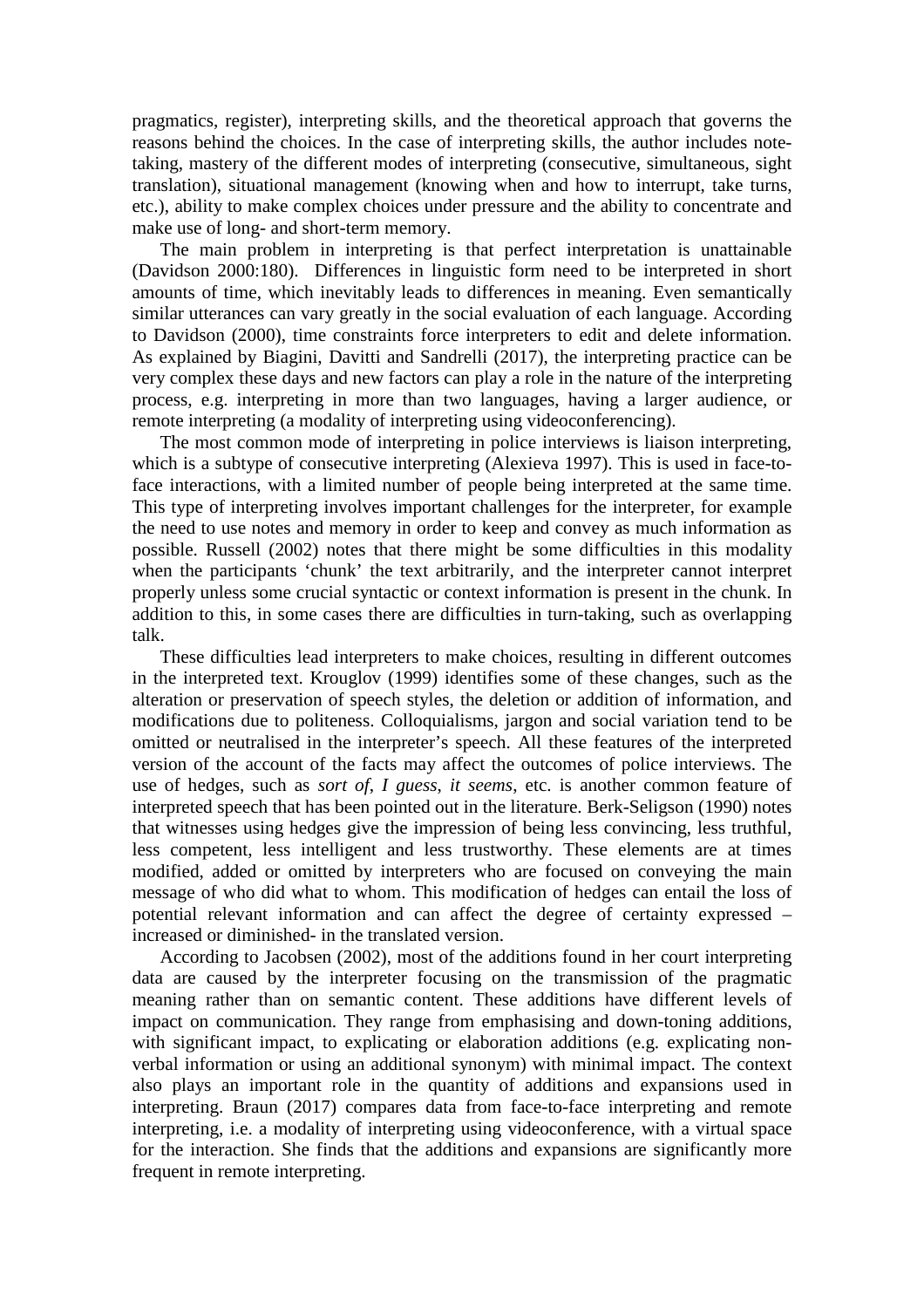pragmatics, register), interpreting skills, and the theoretical approach that governs the reasons behind the choices. In the case of interpreting skills, the author includes note-taking, mastery of the different modes of interpreting (consecutive, simultaneous, sight translation), situational management (knowing when and how to interrupt, take turns, etc.), ability to make complex choices under pressure and the ability to concentrate and make use of long- and short-term memory.

The main problem in interpreting is that perfect interpretation is unattainable (Davidson 2000:180). Differences in linguistic form need to be interpreted in short amounts of time, which inevitably leads to differences in meaning. Even semantically similar utterances can vary greatly in the social evaluation of each language. According to Davidson (2000), time constraints force interpreters to edit and delete information. As explained by Biagini, Davitti and Sandrelli (2017), the interpreting practice can be very complex these days and new factors can play a role in the nature of the interpreting process, e.g. interpreting in more than two languages, having a larger audience, or remote interpreting (a modality of interpreting using videoconferencing).

The most common mode of interpreting in police interviews is liaison interpreting, which is a subtype of consecutive interpreting (Alexieva 1997). This is used in face-to-face interactions, with a limited number of people being interpreted at the same time. This type of interpreting involves important challenges for the interpreter, for example the need to use notes and memory in order to keep and convey as much information as possible. Russell (2002) notes that there might be some difficulties in this modality when the participants 'chunk' the text arbitrarily, and the interpreter cannot interpret properly unless some crucial syntactic or context information is present in the chunk. In addition to this, in some cases there are difficulties in turn-taking, such as overlapping talk.

These difficulties lead interpreters to make choices, resulting in different outcomes in the interpreted text. Krouglov (1999) identifies some of these changes, such as the alteration or preservation of speech styles, the deletion or addition of information, and modifications due to politeness. Colloquialisms, jargon and social variation tend to be omitted or neutralised in the interpreter's speech. All these features of the interpreted version of the account of the facts may affect the outcomes of police interviews. The use of hedges, such as *sort of*, *I guess*, *it seems*, etc. is another common feature of interpreted speech that has been pointed out in the literature. Berk-Seligson (1990) notes that witnesses using hedges give the impression of being less convincing, less truthful, less competent, less intelligent and less trustworthy. These elements are at times modified, added or omitted by interpreters who are focused on conveying the main message of who did what to whom. This modification of hedges can entail the loss of potential relevant information and can affect the degree of certainty expressed – increased or diminished- in the translated version.

According to Jacobsen (2002), most of the additions found in her court interpreting data are caused by the interpreter focusing on the transmission of the pragmatic meaning rather than on semantic content. These additions have different levels of impact on communication. They range from emphasising and down-toning additions, with significant impact, to explicating or elaboration additions (e.g. explicating non-verbal information or using an additional synonym) with minimal impact. The context also plays an important role in the quantity of additions and expansions used in interpreting. Braun (2017) compares data from face-to-face interpreting and remote interpreting, i.e. a modality of interpreting using videoconference, with a virtual space for the interaction. She finds that the additions and expansions are significantly more frequent in remote interpreting.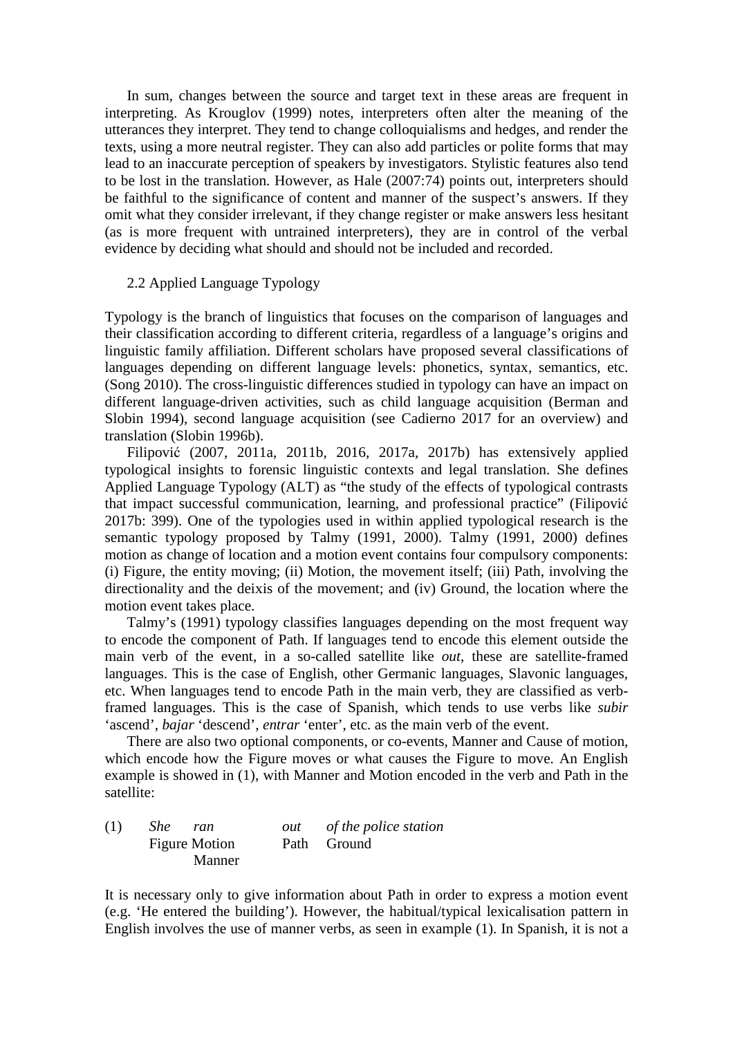In sum, changes between the source and target text in these areas are frequent in interpreting. As Krouglov (1999) notes, interpreters often alter the meaning of the utterances they interpret. They tend to change colloquialisms and hedges, and render the texts, using a more neutral register. They can also add particles or polite forms that may lead to an inaccurate perception of speakers by investigators. Stylistic features also tend to be lost in the translation. However, as Hale (2007:74) points out, interpreters should be faithful to the significance of content and manner of the suspect's answers. If they omit what they consider irrelevant, if they change register or make answers less hesitant (as is more frequent with untrained interpreters), they are in control of the verbal evidence by deciding what should and should not be included and recorded.

## 2.2 Applied Language Typology

Typology is the branch of linguistics that focuses on the comparison of languages and their classification according to different criteria, regardless of a language's origins and linguistic family affiliation. Different scholars have proposed several classifications of languages depending on different language levels: phonetics, syntax, semantics, etc. (Song 2010). The cross-linguistic differences studied in typology can have an impact on different language-driven activities, such as child language acquisition (Berman and Slobin 1994), second language acquisition (see Cadierno 2017 for an overview) and translation (Slobin 1996b).

Filipović (2007, 2011a, 2011b, 2016, 2017a, 2017b) has extensively applied typological insights to forensic linguistic contexts and legal translation. She defines Applied Language Typology (ALT) as "the study of the effects of typological contrasts that impact successful communication, learning, and professional practice" (Filipović 2017b: 399). One of the typologies used in within applied typological research is the semantic typology proposed by Talmy (1991, 2000). Talmy (1991, 2000) defines motion as change of location and a motion event contains four compulsory components: (i) Figure, the entity moving; (ii) Motion, the movement itself; (iii) Path, involving the directionality and the deixis of the movement; and (iv) Ground, the location where the motion event takes place.

Talmy's (1991) typology classifies languages depending on the most frequent way to encode the component of Path. If languages tend to encode this element outside the main verb of the event, in a so-called satellite like *out*, these are satellite-framed languages. This is the case of English, other Germanic languages, Slavonic languages, etc. When languages tend to encode Path in the main verb, they are classified as verb-framed languages. This is the case of Spanish, which tends to use verbs like *subir* 'ascend', *bajar* 'descend', *entrar* 'enter', etc. as the main verb of the event.

There are also two optional components, or co-events, Manner and Cause of motion, which encode how the Figure moves or what causes the Figure to move. An English example is showed in (1), with Manner and Motion encoded in the verb and Path in the satellite:

| (1) | *She* | *ran* | *out* | *of the police station* |
|---|---|---|---|---|
| | Figure | Motion<br>Manner | Path | Ground |

It is necessary only to give information about Path in order to express a motion event (e.g. 'He entered the building'). However, the habitual/typical lexicalisation pattern in English involves the use of manner verbs, as seen in example (1). In Spanish, it is not a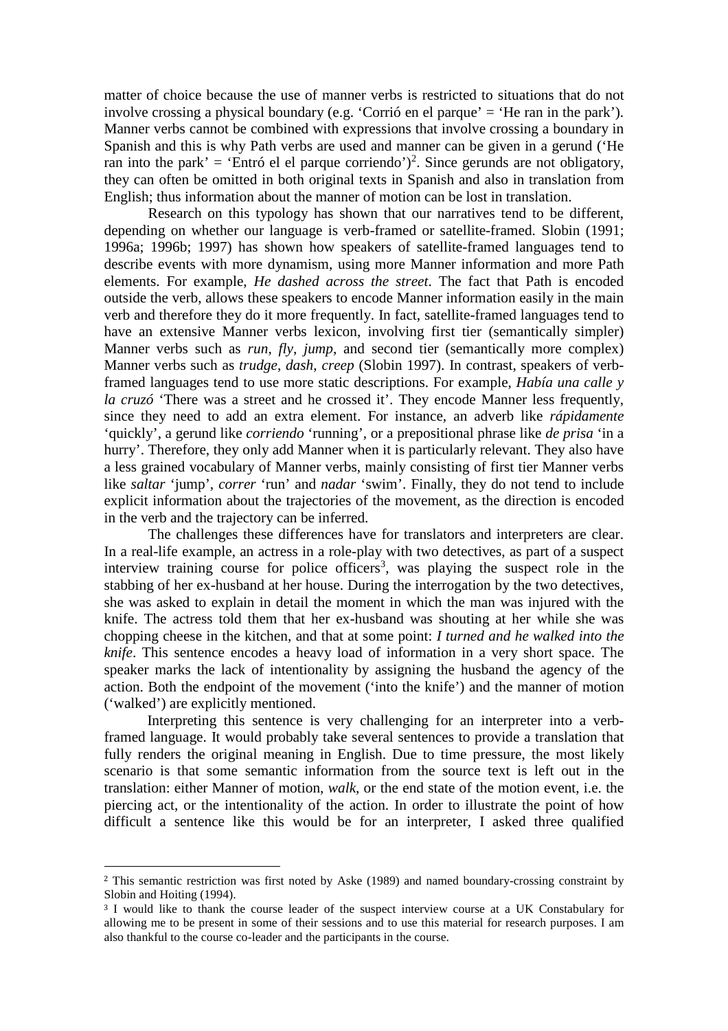matter of choice because the use of manner verbs is restricted to situations that do not involve crossing a physical boundary (e.g. 'Corrió en el parque' = 'He ran in the park'). Manner verbs cannot be combined with expressions that involve crossing a boundary in Spanish and this is why Path verbs are used and manner can be given in a gerund ('He ran into the park' = 'Entró el el parque corriendo')[2]. Since gerunds are not obligatory, they can often be omitted in both original texts in Spanish and also in translation from English; thus information about the manner of motion can be lost in translation.

Research on this typology has shown that our narratives tend to be different, depending on whether our language is verb-framed or satellite-framed. Slobin (1991; 1996a; 1996b; 1997) has shown how speakers of satellite-framed languages tend to describe events with more dynamism, using more Manner information and more Path elements. For example, *He dashed across the street*. The fact that Path is encoded outside the verb, allows these speakers to encode Manner information easily in the main verb and therefore they do it more frequently. In fact, satellite-framed languages tend to have an extensive Manner verbs lexicon, involving first tier (semantically simpler) Manner verbs such as *run*, *fly*, *jump*, and second tier (semantically more complex) Manner verbs such as *trudge*, *dash*, *creep* (Slobin 1997). In contrast, speakers of verb-framed languages tend to use more static descriptions. For example, *Había una calle y la cruzó* 'There was a street and he crossed it'. They encode Manner less frequently, since they need to add an extra element. For instance, an adverb like *rápidamente* 'quickly', a gerund like *corriendo* 'running', or a prepositional phrase like *de prisa* 'in a hurry'. Therefore, they only add Manner when it is particularly relevant. They also have a less grained vocabulary of Manner verbs, mainly consisting of first tier Manner verbs like *saltar* 'jump', *correr* 'run' and *nadar* 'swim'. Finally, they do not tend to include explicit information about the trajectories of the movement, as the direction is encoded in the verb and the trajectory can be inferred.

The challenges these differences have for translators and interpreters are clear. In a real-life example, an actress in a role-play with two detectives, as part of a suspect interview training course for police officers[3], was playing the suspect role in the stabbing of her ex-husband at her house. During the interrogation by the two detectives, she was asked to explain in detail the moment in which the man was injured with the knife. The actress told them that her ex-husband was shouting at her while she was chopping cheese in the kitchen, and that at some point: *I turned and he walked into the knife*. This sentence encodes a heavy load of information in a very short space. The speaker marks the lack of intentionality by assigning the husband the agency of the action. Both the endpoint of the movement ('into the knife') and the manner of motion ('walked') are explicitly mentioned.

Interpreting this sentence is very challenging for an interpreter into a verb-framed language. It would probably take several sentences to provide a translation that fully renders the original meaning in English. Due to time pressure, the most likely scenario is that some semantic information from the source text is left out in the translation: either Manner of motion, *walk*, or the end state of the motion event, i.e. the piercing act, or the intentionality of the action. In order to illustrate the point of how difficult a sentence like this would be for an interpreter, I asked three qualified

---

[2] This semantic restriction was first noted by Aske (1989) and named boundary-crossing constraint by Slobin and Hoiting (1994).

[3] I would like to thank the course leader of the suspect interview course at a UK Constabulary for allowing me to be present in some of their sessions and to use this material for research purposes. I am also thankful to the course co-leader and the participants in the course.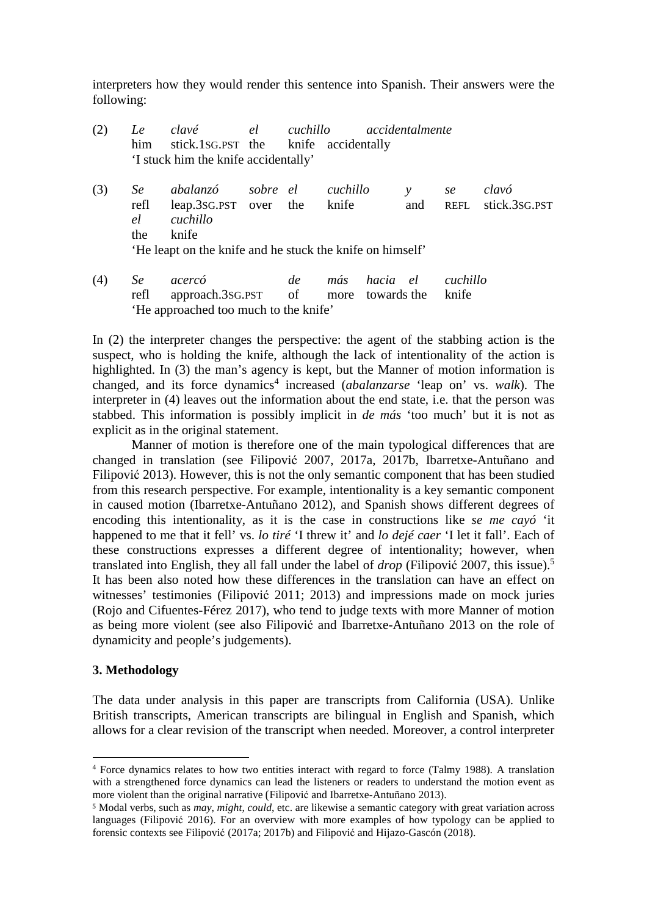interpreters how they would render this sentence into Spanish. Their answers were the following:

(2) *Le clavé el cuchillo accidentalmente*
him stick.1SG.PST the knife accidentally
'I stuck him the knife accidentally'

(3) *Se abalanzó sobre el cuchillo y se clavó el cuchillo*
refl leap.3SG.PST over the knife and REFL stick.3SG.PST the knife
'He leapt on the knife and he stuck the knife on himself'

(4) *Se acercó de más hacia el cuchillo*
refl approach.3SG.PST of more towards the knife
'He approached too much to the knife'

In (2) the interpreter changes the perspective: the agent of the stabbing action is the suspect, who is holding the knife, although the lack of intentionality of the action is highlighted. In (3) the man's agency is kept, but the Manner of motion information is changed, and its force dynamics[4] increased (*abalanzarse* 'leap on' vs. *walk*). The interpreter in (4) leaves out the information about the end state, i.e. that the person was stabbed. This information is possibly implicit in *de más* 'too much' but it is not as explicit as in the original statement.

Manner of motion is therefore one of the main typological differences that are changed in translation (see Filipović 2007, 2017a, 2017b, Ibarretxe-Antuñano and Filipović 2013). However, this is not the only semantic component that has been studied from this research perspective. For example, intentionality is a key semantic component in caused motion (Ibarretxe-Antuñano 2012), and Spanish shows different degrees of encoding this intentionality, as it is the case in constructions like *se me cayó* 'it happened to me that it fell' vs. *lo tiré* 'I threw it' and *lo dejé caer* 'I let it fall'. Each of these constructions expresses a different degree of intentionality; however, when translated into English, they all fall under the label of *drop* (Filipović 2007, this issue).[5] It has been also noted how these differences in the translation can have an effect on witnesses' testimonies (Filipović 2011; 2013) and impressions made on mock juries (Rojo and Cifuentes-Férez 2017), who tend to judge texts with more Manner of motion as being more violent (see also Filipović and Ibarretxe-Antuñano 2013 on the role of dynamicity and people's judgements).

**3. Methodology**

The data under analysis in this paper are transcripts from California (USA). Unlike British transcripts, American transcripts are bilingual in English and Spanish, which allows for a clear revision of the transcript when needed. Moreover, a control interpreter

[4] Force dynamics relates to how two entities interact with regard to force (Talmy 1988). A translation with a strengthened force dynamics can lead the listeners or readers to understand the motion event as more violent than the original narrative (Filipović and Ibarretxe-Antuñano 2013).

[5] Modal verbs, such as *may*, *might*, *could*, etc. are likewise a semantic category with great variation across languages (Filipović 2016). For an overview with more examples of how typology can be applied to forensic contexts see Filipović (2017a; 2017b) and Filipović and Hijazo-Gascón (2018).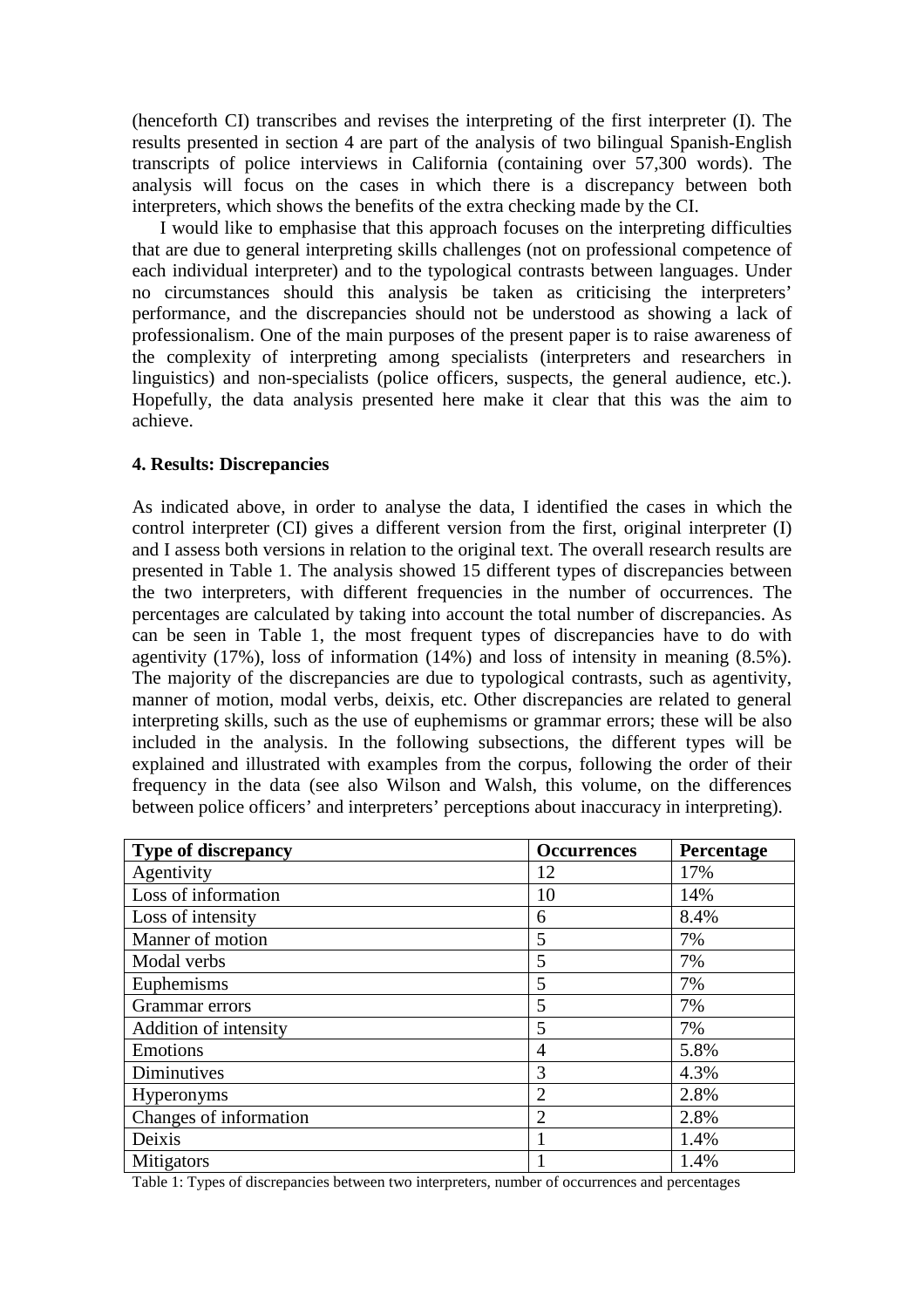(henceforth CI) transcribes and revises the interpreting of the first interpreter (I). The results presented in section 4 are part of the analysis of two bilingual Spanish-English transcripts of police interviews in California (containing over 57,300 words). The analysis will focus on the cases in which there is a discrepancy between both interpreters, which shows the benefits of the extra checking made by the CI.

I would like to emphasise that this approach focuses on the interpreting difficulties that are due to general interpreting skills challenges (not on professional competence of each individual interpreter) and to the typological contrasts between languages. Under no circumstances should this analysis be taken as criticising the interpreters' performance, and the discrepancies should not be understood as showing a lack of professionalism. One of the main purposes of the present paper is to raise awareness of the complexity of interpreting among specialists (interpreters and researchers in linguistics) and non-specialists (police officers, suspects, the general audience, etc.). Hopefully, the data analysis presented here make it clear that this was the aim to achieve.

**4. Results: Discrepancies**

As indicated above, in order to analyse the data, I identified the cases in which the control interpreter (CI) gives a different version from the first, original interpreter (I) and I assess both versions in relation to the original text. The overall research results are presented in Table 1. The analysis showed 15 different types of discrepancies between the two interpreters, with different frequencies in the number of occurrences. The percentages are calculated by taking into account the total number of discrepancies. As can be seen in Table 1, the most frequent types of discrepancies have to do with agentivity (17%), loss of information (14%) and loss of intensity in meaning (8.5%). The majority of the discrepancies are due to typological contrasts, such as agentivity, manner of motion, modal verbs, deixis, etc. Other discrepancies are related to general interpreting skills, such as the use of euphemisms or grammar errors; these will be also included in the analysis. In the following subsections, the different types will be explained and illustrated with examples from the corpus, following the order of their frequency in the data (see also Wilson and Walsh, this volume, on the differences between police officers' and interpreters' perceptions about inaccuracy in interpreting).

| Type of discrepancy | Occurrences | Percentage |
|---|---|---|
| Agentivity | 12 | 17% |
| Loss of information | 10 | 14% |
| Loss of intensity | 6 | 8.4% |
| Manner of motion | 5 | 7% |
| Modal verbs | 5 | 7% |
| Euphemisms | 5 | 7% |
| Grammar errors | 5 | 7% |
| Addition of intensity | 5 | 7% |
| Emotions | 4 | 5.8% |
| Diminutives | 3 | 4.3% |
| Hyperonyms | 2 | 2.8% |
| Changes of information | 2 | 2.8% |
| Deixis | 1 | 1.4% |
| Mitigators | 1 | 1.4% |

Table 1: Types of discrepancies between two interpreters, number of occurrences and percentages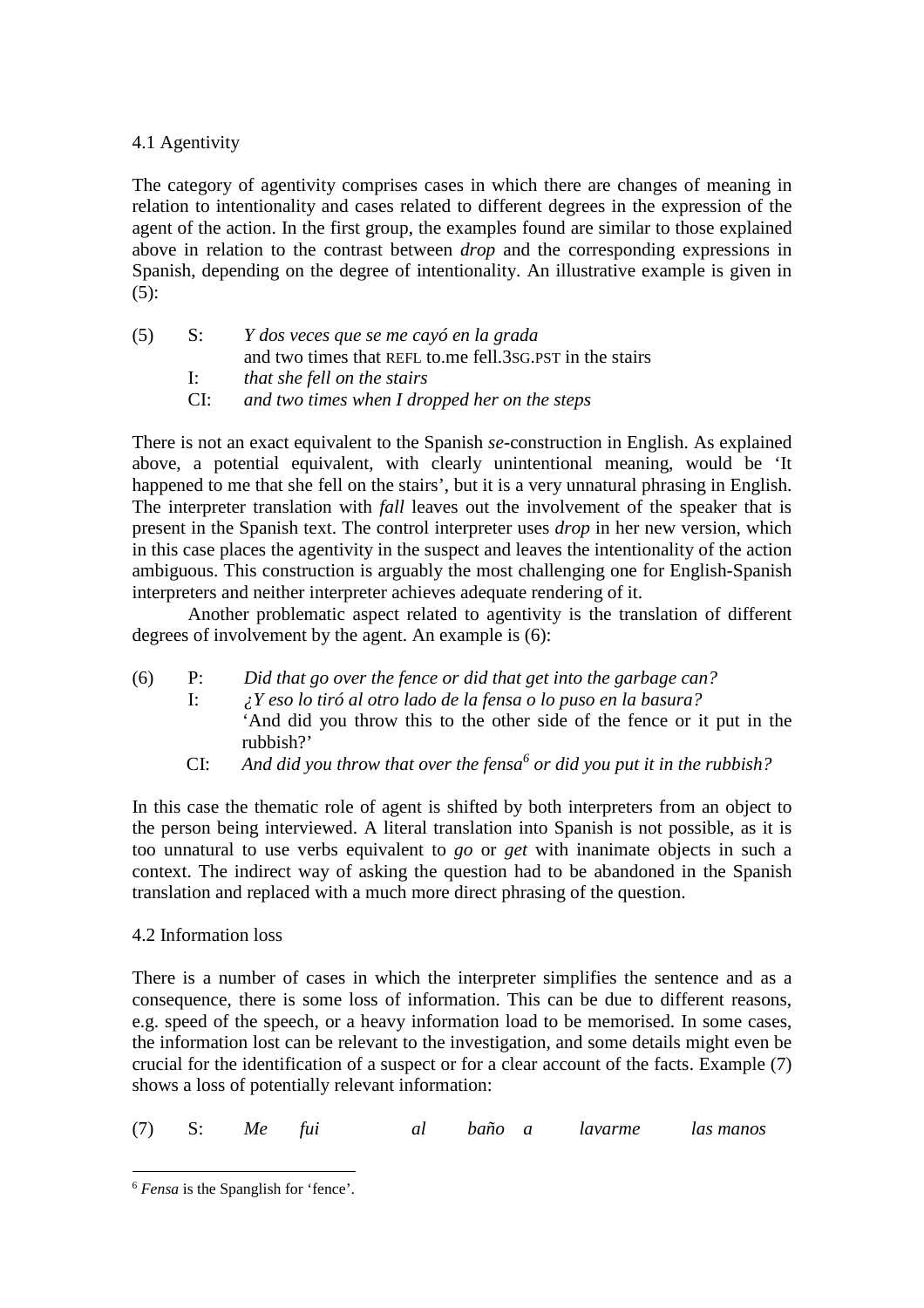### 4.1 Agentivity

The category of agentivity comprises cases in which there are changes of meaning in relation to intentionality and cases related to different degrees in the expression of the agent of the action. In the first group, the examples found are similar to those explained above in relation to the contrast between *drop* and the corresponding expressions in Spanish, depending on the degree of intentionality. An illustrative example is given in (5):

(5) S: *Y dos veces que se me cayó en la grada*
and two times that REFL to.me fell.3SG.PST in the stairs
I: *that she fell on the stairs*
CI: *and two times when I dropped her on the steps*

There is not an exact equivalent to the Spanish *se*-construction in English. As explained above, a potential equivalent, with clearly unintentional meaning, would be 'It happened to me that she fell on the stairs', but it is a very unnatural phrasing in English. The interpreter translation with *fall* leaves out the involvement of the speaker that is present in the Spanish text. The control interpreter uses *drop* in her new version, which in this case places the agentivity in the suspect and leaves the intentionality of the action ambiguous. This construction is arguably the most challenging one for English-Spanish interpreters and neither interpreter achieves adequate rendering of it.

Another problematic aspect related to agentivity is the translation of different degrees of involvement by the agent. An example is (6):

(6) P: *Did that go over the fence or did that get into the garbage can?*
I: *¿Y eso lo tiró al otro lado de la fensa o lo puso en la basura?*
'And did you throw this to the other side of the fence or it put in the rubbish?'
CI: *And did you throw that over the fensa*[6] *or did you put it in the rubbish?*

In this case the thematic role of agent is shifted by both interpreters from an object to the person being interviewed. A literal translation into Spanish is not possible, as it is too unnatural to use verbs equivalent to *go* or *get* with inanimate objects in such a context. The indirect way of asking the question had to be abandoned in the Spanish translation and replaced with a much more direct phrasing of the question.

### 4.2 Information loss

There is a number of cases in which the interpreter simplifies the sentence and as a consequence, there is some loss of information. This can be due to different reasons, e.g. speed of the speech, or a heavy information load to be memorised. In some cases, the information lost can be relevant to the investigation, and some details might even be crucial for the identification of a suspect or for a clear account of the facts. Example (7) shows a loss of potentially relevant information:

(7) S: *Me fui al baño a lavarme las manos*

---

[6] *Fensa* is the Spanglish for 'fence'.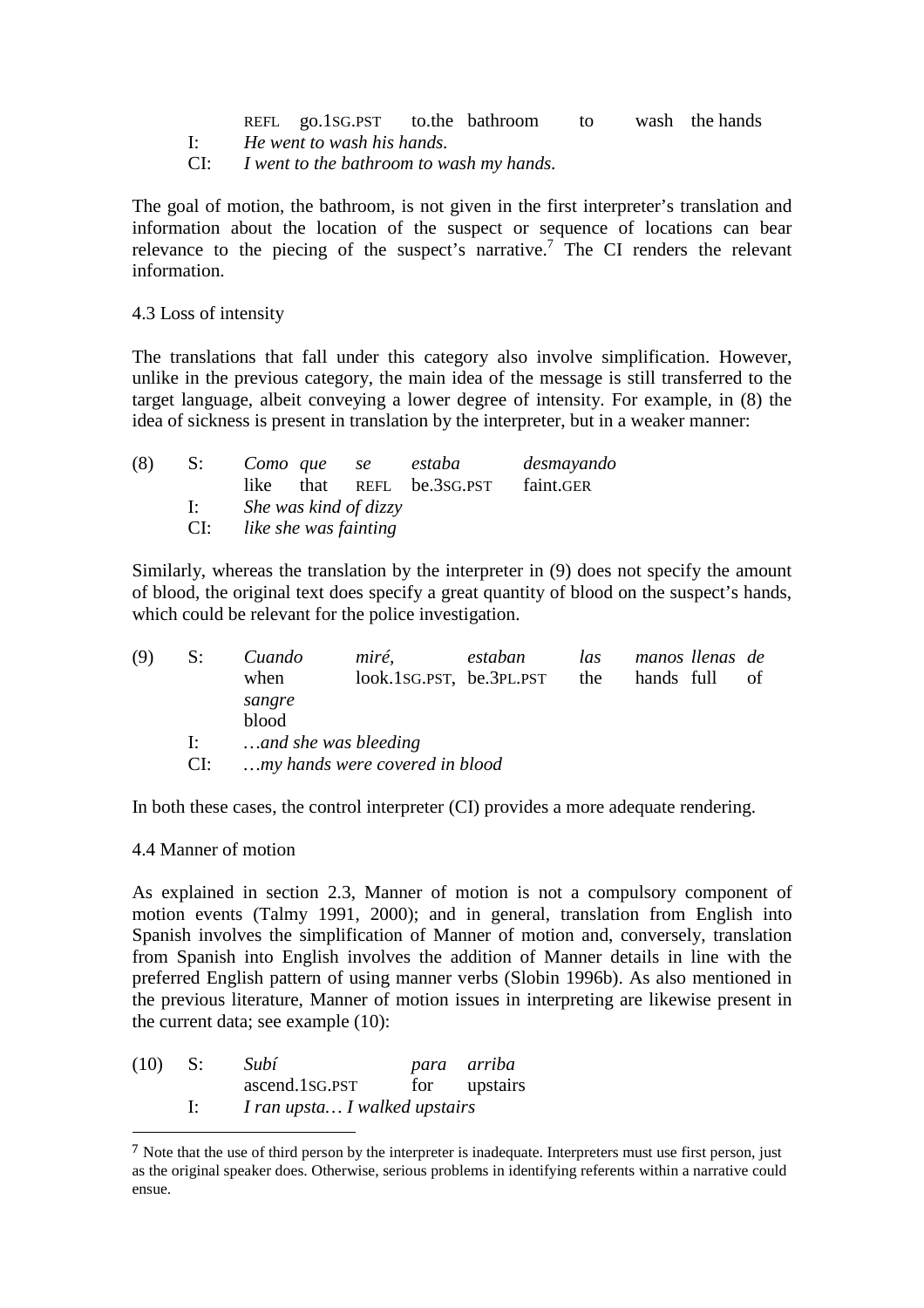REFL go.1SG.PST to.the bathroom to wash the hands
I: *He went to wash his hands.*
CI: *I went to the bathroom to wash my hands.*

The goal of motion, the bathroom, is not given in the first interpreter's translation and information about the location of the suspect or sequence of locations can bear relevance to the piecing of the suspect's narrative.[7] The CI renders the relevant information.

## 4.3 Loss of intensity

The translations that fall under this category also involve simplification. However, unlike in the previous category, the main idea of the message is still transferred to the target language, albeit conveying a lower degree of intensity. For example, in (8) the idea of sickness is present in translation by the interpreter, but in a weaker manner:

(8) S: *Como que se estaba desmayando*
like that REFL be.3SG.PST faint.GER
I: *She was kind of dizzy*
CI: *like she was fainting*

Similarly, whereas the translation by the interpreter in (9) does not specify the amount of blood, the original text does specify a great quantity of blood on the suspect's hands, which could be relevant for the police investigation.

(9) S: *Cuando miré, estaban las manos llenas de sangre*
when look.1SG.PST, be.3PL.PST the hands full of blood
I: *…and she was bleeding*
CI: *…my hands were covered in blood*

In both these cases, the control interpreter (CI) provides a more adequate rendering.

## 4.4 Manner of motion

As explained in section 2.3, Manner of motion is not a compulsory component of motion events (Talmy 1991, 2000); and in general, translation from English into Spanish involves the simplification of Manner of motion and, conversely, translation from Spanish into English involves the addition of Manner details in line with the preferred English pattern of using manner verbs (Slobin 1996b). As also mentioned in the previous literature, Manner of motion issues in interpreting are likewise present in the current data; see example (10):

(10) S: *Subí para arriba*
ascend.1SG.PST for upstairs
I: *I ran upsta… I walked upstairs*

[7] Note that the use of third person by the interpreter is inadequate. Interpreters must use first person, just as the original speaker does. Otherwise, serious problems in identifying referents within a narrative could ensue.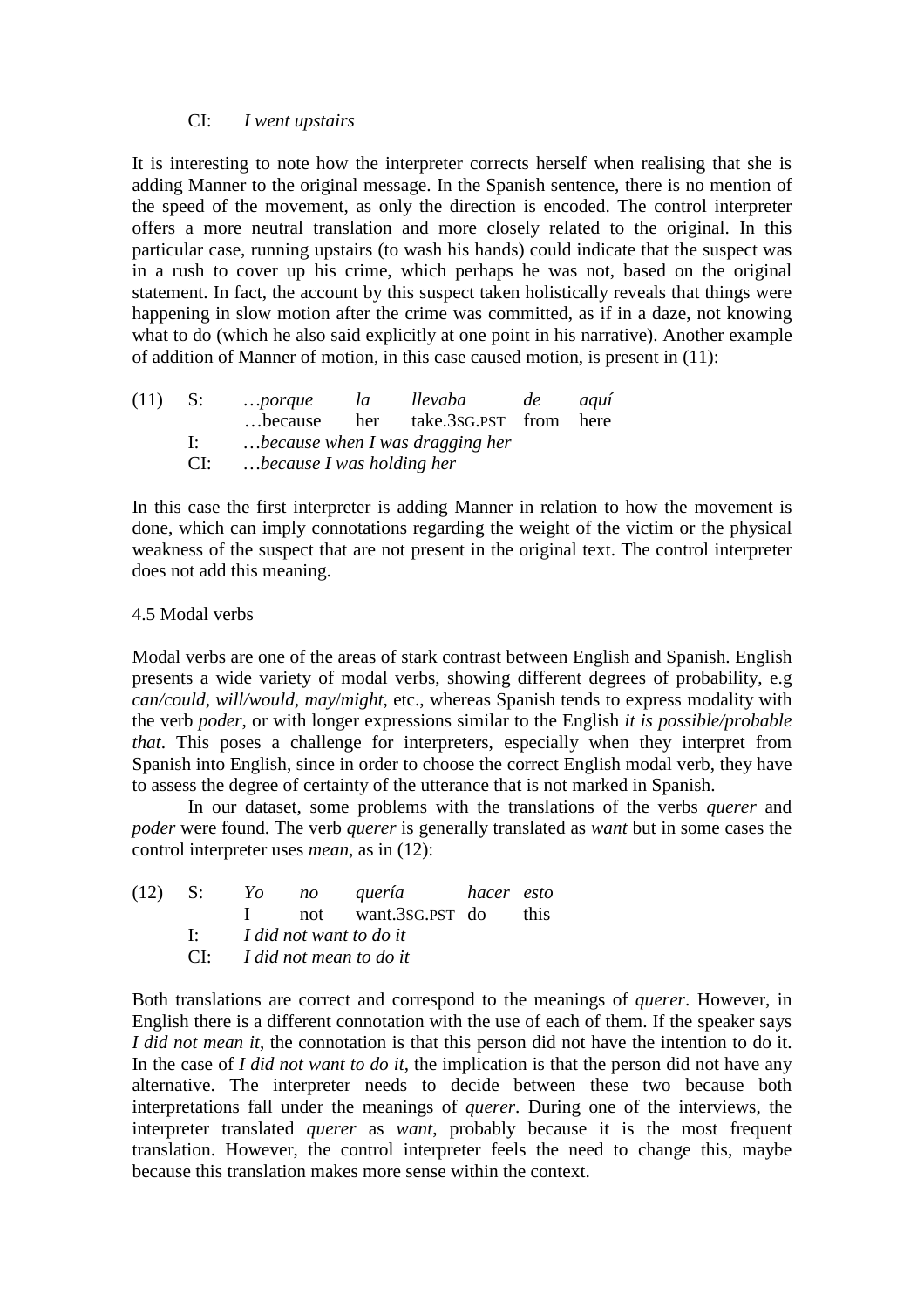CI: *I went upstairs*

It is interesting to note how the interpreter corrects herself when realising that she is adding Manner to the original message. In the Spanish sentence, there is no mention of the speed of the movement, as only the direction is encoded. The control interpreter offers a more neutral translation and more closely related to the original. In this particular case, running upstairs (to wash his hands) could indicate that the suspect was in a rush to cover up his crime, which perhaps he was not, based on the original statement. In fact, the account by this suspect taken holistically reveals that things were happening in slow motion after the crime was committed, as if in a daze, not knowing what to do (which he also said explicitly at one point in his narrative). Another example of addition of Manner of motion, in this case caused motion, is present in (11):

(11) S: *…porque la llevaba de aquí*
 …because her take.3SG.PST from here
 I: *…because when I was dragging her*
 CI: *…because I was holding her*

In this case the first interpreter is adding Manner in relation to how the movement is done, which can imply connotations regarding the weight of the victim or the physical weakness of the suspect that are not present in the original text. The control interpreter does not add this meaning.

### 4.5 Modal verbs

Modal verbs are one of the areas of stark contrast between English and Spanish. English presents a wide variety of modal verbs, showing different degrees of probability, e.g *can/could*, *will/would*, *may/might*, etc., whereas Spanish tends to express modality with the verb *poder*, or with longer expressions similar to the English *it is possible/probable that*. This poses a challenge for interpreters, especially when they interpret from Spanish into English, since in order to choose the correct English modal verb, they have to assess the degree of certainty of the utterance that is not marked in Spanish.

In our dataset, some problems with the translations of the verbs *querer* and *poder* were found. The verb *querer* is generally translated as *want* but in some cases the control interpreter uses *mean*, as in (12):

(12) S: *Yo no quería hacer esto*
 I not want.3SG.PST do this
 I: *I did not want to do it*
 CI: *I did not mean to do it*

Both translations are correct and correspond to the meanings of *querer*. However, in English there is a different connotation with the use of each of them. If the speaker says *I did not mean it*, the connotation is that this person did not have the intention to do it. In the case of *I did not want to do it*, the implication is that the person did not have any alternative. The interpreter needs to decide between these two because both interpretations fall under the meanings of *querer*. During one of the interviews, the interpreter translated *querer* as *want*, probably because it is the most frequent translation. However, the control interpreter feels the need to change this, maybe because this translation makes more sense within the context.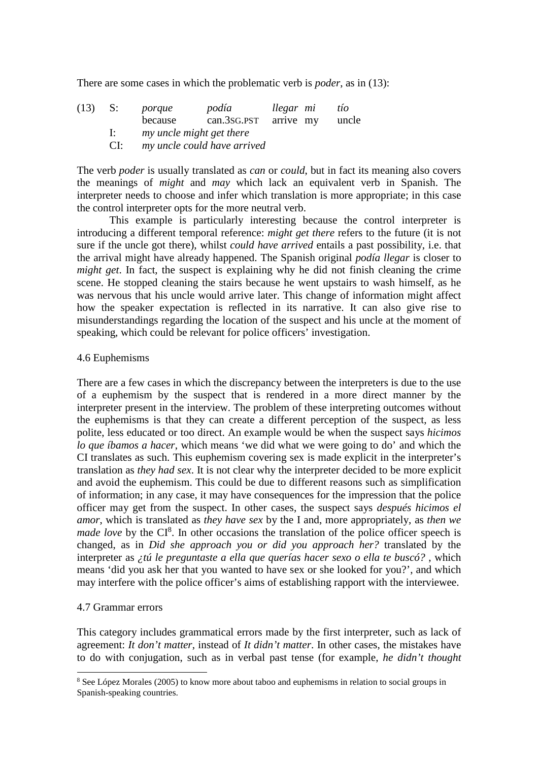There are some cases in which the problematic verb is *poder*, as in (13):

(13) S: *porque* *podía* *llegar* *mi* *tío*
because can.3SG.PST arrive my uncle
I: *my uncle might get there*
CI: *my uncle could have arrived*

The verb *poder* is usually translated as *can* or *could*, but in fact its meaning also covers the meanings of *might* and *may* which lack an equivalent verb in Spanish. The interpreter needs to choose and infer which translation is more appropriate; in this case the control interpreter opts for the more neutral verb.

This example is particularly interesting because the control interpreter is introducing a different temporal reference: *might get there* refers to the future (it is not sure if the uncle got there), whilst *could have arrived* entails a past possibility, i.e. that the arrival might have already happened. The Spanish original *podía llegar* is closer to *might get*. In fact, the suspect is explaining why he did not finish cleaning the crime scene. He stopped cleaning the stairs because he went upstairs to wash himself, as he was nervous that his uncle would arrive later. This change of information might affect how the speaker expectation is reflected in its narrative. It can also give rise to misunderstandings regarding the location of the suspect and his uncle at the moment of speaking, which could be relevant for police officers' investigation.

### 4.6 Euphemisms

There are a few cases in which the discrepancy between the interpreters is due to the use of a euphemism by the suspect that is rendered in a more direct manner by the interpreter present in the interview. The problem of these interpreting outcomes without the euphemisms is that they can create a different perception of the suspect, as less polite, less educated or too direct. An example would be when the suspect says *hicimos lo que íbamos a hacer*, which means 'we did what we were going to do' and which the CI translates as such. This euphemism covering sex is made explicit in the interpreter's translation as *they had sex*. It is not clear why the interpreter decided to be more explicit and avoid the euphemism. This could be due to different reasons such as simplification of information; in any case, it may have consequences for the impression that the police officer may get from the suspect. In other cases, the suspect says *después hicimos el amor*, which is translated as *they have sex* by the I and, more appropriately, as *then we made love* by the CI[8]. In other occasions the translation of the police officer speech is changed, as in *Did she approach you or did you approach her?* translated by the interpreter as *¿tú le preguntaste a ella que querías hacer sexo o ella te buscó?* , which means 'did you ask her that you wanted to have sex or she looked for you?', and which may interfere with the police officer's aims of establishing rapport with the interviewee.

### 4.7 Grammar errors

This category includes grammatical errors made by the first interpreter, such as lack of agreement: *It don't matter*, instead of *It didn't matter*. In other cases, the mistakes have to do with conjugation, such as in verbal past tense (for example, *he didn't thought*

---

[8] See López Morales (2005) to know more about taboo and euphemisms in relation to social groups in Spanish-speaking countries.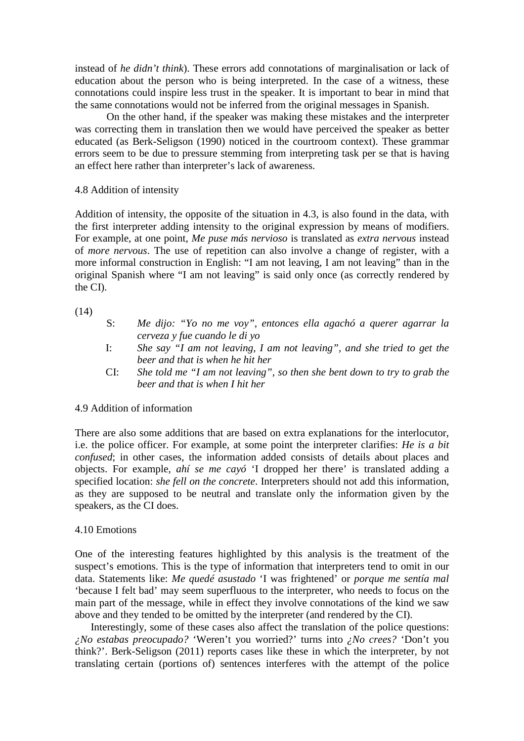instead of *he didn't think*). These errors add connotations of marginalisation or lack of education about the person who is being interpreted. In the case of a witness, these connotations could inspire less trust in the speaker. It is important to bear in mind that the same connotations would not be inferred from the original messages in Spanish.

On the other hand, if the speaker was making these mistakes and the interpreter was correcting them in translation then we would have perceived the speaker as better educated (as Berk-Seligson (1990) noticed in the courtroom context). These grammar errors seem to be due to pressure stemming from interpreting task per se that is having an effect here rather than interpreter's lack of awareness.

### 4.8 Addition of intensity

Addition of intensity, the opposite of the situation in 4.3, is also found in the data, with the first interpreter adding intensity to the original expression by means of modifiers. For example, at one point, *Me puse más nervioso* is translated as *extra nervous* instead of *more nervous*. The use of repetition can also involve a change of register, with a more informal construction in English: "I am not leaving, I am not leaving" than in the original Spanish where "I am not leaving" is said only once (as correctly rendered by the CI).

(14)

S: *Me dijo: "Yo no me voy", entonces ella agachó a querer agarrar la cerveza y fue cuando le di yo*

I: *She say "I am not leaving, I am not leaving", and she tried to get the beer and that is when he hit her*

CI: *She told me "I am not leaving", so then she bent down to try to grab the beer and that is when I hit her*

### 4.9 Addition of information

There are also some additions that are based on extra explanations for the interlocutor, i.e. the police officer. For example, at some point the interpreter clarifies: *He is a bit confused*; in other cases, the information added consists of details about places and objects. For example, *ahí se me cayó* 'I dropped her there' is translated adding a specified location: *she fell on the concrete*. Interpreters should not add this information, as they are supposed to be neutral and translate only the information given by the speakers, as the CI does.

### 4.10 Emotions

One of the interesting features highlighted by this analysis is the treatment of the suspect's emotions. This is the type of information that interpreters tend to omit in our data. Statements like: *Me quedé asustado* 'I was frightened' or *porque me sentía mal* 'because I felt bad' may seem superfluous to the interpreter, who needs to focus on the main part of the message, while in effect they involve connotations of the kind we saw above and they tended to be omitted by the interpreter (and rendered by the CI).

Interestingly, some of these cases also affect the translation of the police questions: *¿No estabas preocupado?* 'Weren't you worried?' turns into *¿No crees?* 'Don't you think?'. Berk-Seligson (2011) reports cases like these in which the interpreter, by not translating certain (portions of) sentences interferes with the attempt of the police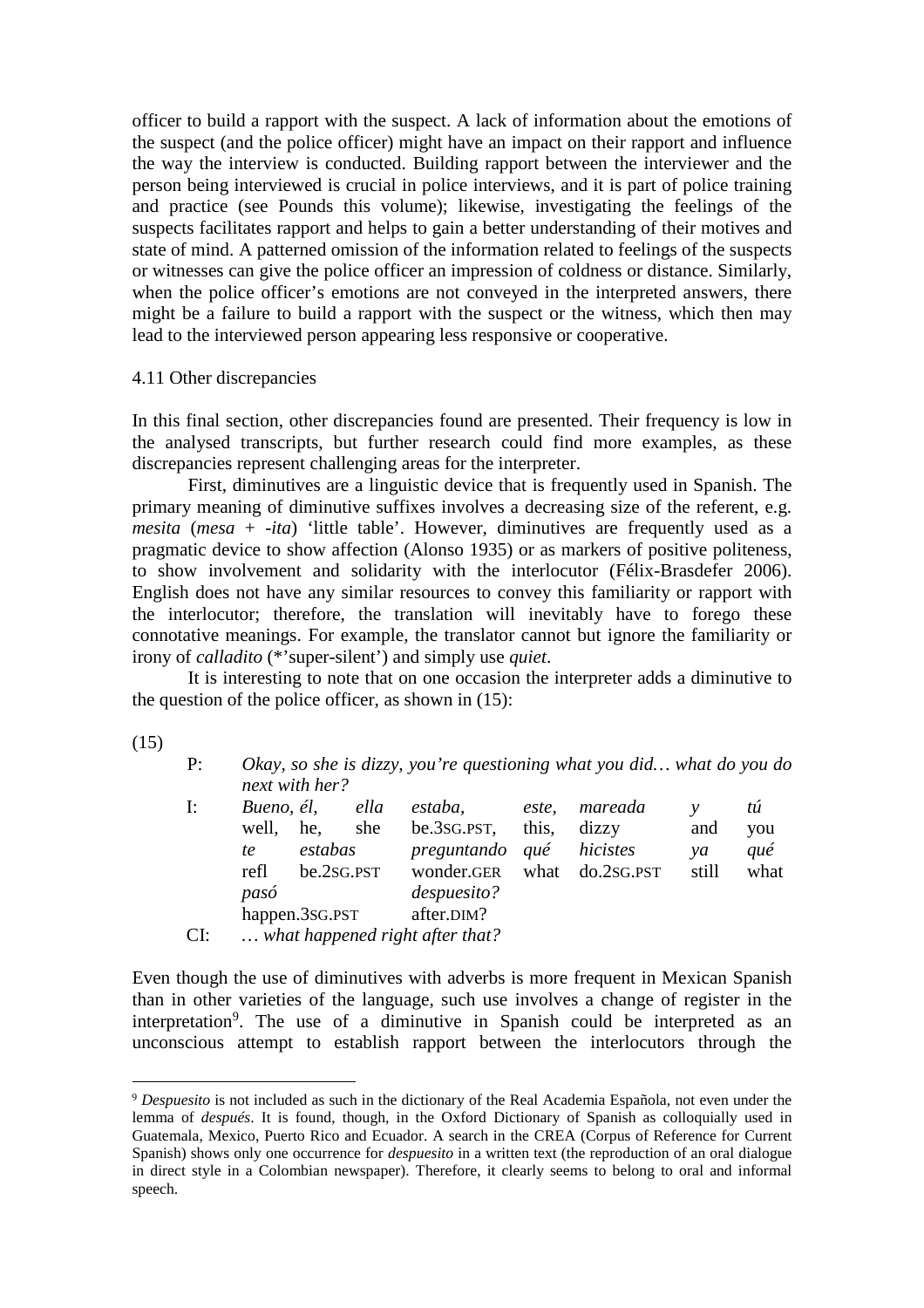officer to build a rapport with the suspect. A lack of information about the emotions of the suspect (and the police officer) might have an impact on their rapport and influence the way the interview is conducted. Building rapport between the interviewer and the person being interviewed is crucial in police interviews, and it is part of police training and practice (see Pounds this volume); likewise, investigating the feelings of the suspects facilitates rapport and helps to gain a better understanding of their motives and state of mind. A patterned omission of the information related to feelings of the suspects or witnesses can give the police officer an impression of coldness or distance. Similarly, when the police officer's emotions are not conveyed in the interpreted answers, there might be a failure to build a rapport with the suspect or the witness, which then may lead to the interviewed person appearing less responsive or cooperative.

### 4.11 Other discrepancies

In this final section, other discrepancies found are presented. Their frequency is low in the analysed transcripts, but further research could find more examples, as these discrepancies represent challenging areas for the interpreter.

First, diminutives are a linguistic device that is frequently used in Spanish. The primary meaning of diminutive suffixes involves a decreasing size of the referent, e.g. *mesita* (*mesa* + *-ita*) 'little table'. However, diminutives are frequently used as a pragmatic device to show affection (Alonso 1935) or as markers of positive politeness, to show involvement and solidarity with the interlocutor (Félix-Brasdefer 2006). English does not have any similar resources to convey this familiarity or rapport with the interlocutor; therefore, the translation will inevitably have to forego these connotative meanings. For example, the translator cannot but ignore the familiarity or irony of *calladito* (*'super-silent') and simply use *quiet*.

It is interesting to note that on one occasion the interpreter adds a diminutive to the question of the police officer, as shown in (15):

(15)

P: *Okay, so she is dizzy, you're questioning what you did… what do you do next with her?*

I: *Bueno, él, ella estaba, este, mareada y tú*
well, he, she be.3SG.PST, this, dizzy and you
*te estabas preguntando qué hicistes ya qué*
refl be.2SG.PST wonder.GER what do.2SG.PST still what
*pasó despuesito?*
happen.3SG.PST after.DIM?

CI: *… what happened right after that?*

Even though the use of diminutives with adverbs is more frequent in Mexican Spanish than in other varieties of the language, such use involves a change of register in the interpretation[9]. The use of a diminutive in Spanish could be interpreted as an unconscious attempt to establish rapport between the interlocutors through the

[9] *Despuesito* is not included as such in the dictionary of the Real Academia Española, not even under the lemma of *después*. It is found, though, in the Oxford Dictionary of Spanish as colloquially used in Guatemala, Mexico, Puerto Rico and Ecuador. A search in the CREA (Corpus of Reference for Current Spanish) shows only one occurrence for *despuesito* in a written text (the reproduction of an oral dialogue in direct style in a Colombian newspaper). Therefore, it clearly seems to belong to oral and informal speech.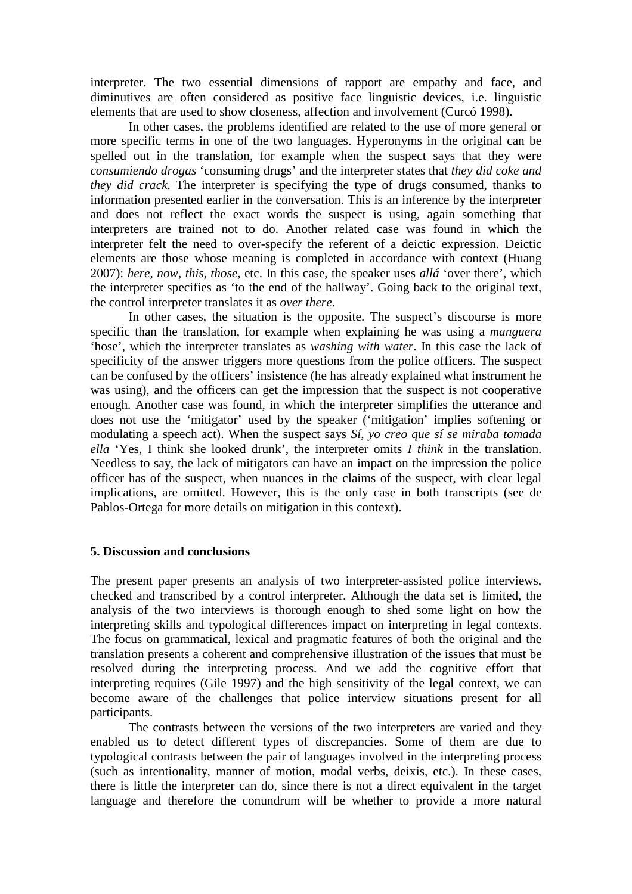interpreter. The two essential dimensions of rapport are empathy and face, and diminutives are often considered as positive face linguistic devices, i.e. linguistic elements that are used to show closeness, affection and involvement (Curcó 1998).

In other cases, the problems identified are related to the use of more general or more specific terms in one of the two languages. Hyperonyms in the original can be spelled out in the translation, for example when the suspect says that they were *consumiendo drogas* 'consuming drugs' and the interpreter states that *they did coke and they did crack*. The interpreter is specifying the type of drugs consumed, thanks to information presented earlier in the conversation. This is an inference by the interpreter and does not reflect the exact words the suspect is using, again something that interpreters are trained not to do. Another related case was found in which the interpreter felt the need to over-specify the referent of a deictic expression. Deictic elements are those whose meaning is completed in accordance with context (Huang 2007): *here*, *now*, *this*, *those*, etc. In this case, the speaker uses *allá* 'over there', which the interpreter specifies as 'to the end of the hallway'. Going back to the original text, the control interpreter translates it as *over there*.

In other cases, the situation is the opposite. The suspect's discourse is more specific than the translation, for example when explaining he was using a *manguera* 'hose', which the interpreter translates as *washing with water*. In this case the lack of specificity of the answer triggers more questions from the police officers. The suspect can be confused by the officers' insistence (he has already explained what instrument he was using), and the officers can get the impression that the suspect is not cooperative enough. Another case was found, in which the interpreter simplifies the utterance and does not use the 'mitigator' used by the speaker ('mitigation' implies softening or modulating a speech act). When the suspect says *Sí, yo creo que sí se miraba tomada ella* 'Yes, I think she looked drunk', the interpreter omits *I think* in the translation. Needless to say, the lack of mitigators can have an impact on the impression the police officer has of the suspect, when nuances in the claims of the suspect, with clear legal implications, are omitted. However, this is the only case in both transcripts (see de Pablos-Ortega for more details on mitigation in this context).

## 5. Discussion and conclusions

The present paper presents an analysis of two interpreter-assisted police interviews, checked and transcribed by a control interpreter. Although the data set is limited, the analysis of the two interviews is thorough enough to shed some light on how the interpreting skills and typological differences impact on interpreting in legal contexts. The focus on grammatical, lexical and pragmatic features of both the original and the translation presents a coherent and comprehensive illustration of the issues that must be resolved during the interpreting process. And we add the cognitive effort that interpreting requires (Gile 1997) and the high sensitivity of the legal context, we can become aware of the challenges that police interview situations present for all participants.

The contrasts between the versions of the two interpreters are varied and they enabled us to detect different types of discrepancies. Some of them are due to typological contrasts between the pair of languages involved in the interpreting process (such as intentionality, manner of motion, modal verbs, deixis, etc.). In these cases, there is little the interpreter can do, since there is not a direct equivalent in the target language and therefore the conundrum will be whether to provide a more natural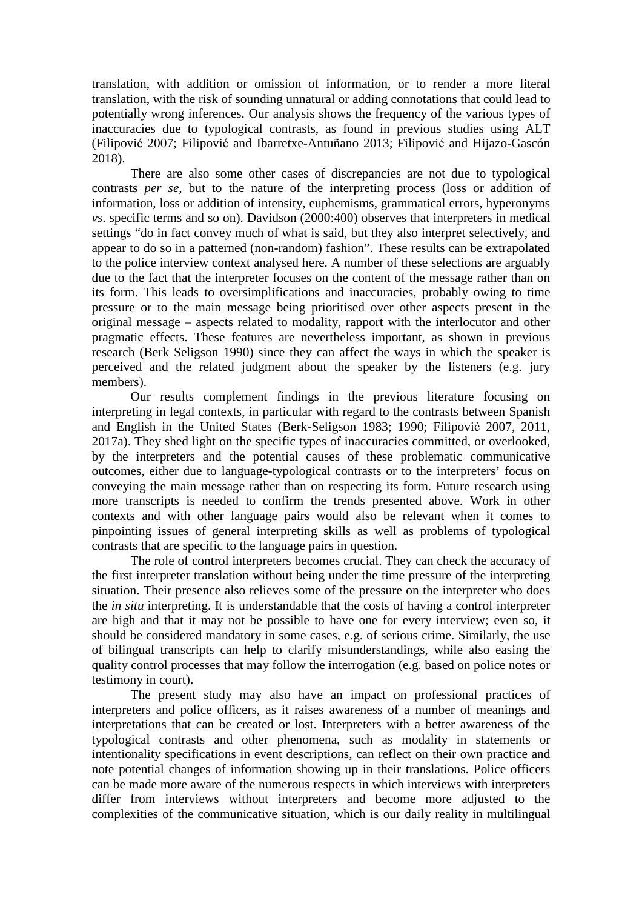translation, with addition or omission of information, or to render a more literal translation, with the risk of sounding unnatural or adding connotations that could lead to potentially wrong inferences. Our analysis shows the frequency of the various types of inaccuracies due to typological contrasts, as found in previous studies using ALT (Filipović 2007; Filipović and Ibarretxe-Antuñano 2013; Filipović and Hijazo-Gascón 2018).

There are also some other cases of discrepancies are not due to typological contrasts *per se*, but to the nature of the interpreting process (loss or addition of information, loss or addition of intensity, euphemisms, grammatical errors, hyperonyms *vs*. specific terms and so on). Davidson (2000:400) observes that interpreters in medical settings "do in fact convey much of what is said, but they also interpret selectively, and appear to do so in a patterned (non-random) fashion". These results can be extrapolated to the police interview context analysed here. A number of these selections are arguably due to the fact that the interpreter focuses on the content of the message rather than on its form. This leads to oversimplifications and inaccuracies, probably owing to time pressure or to the main message being prioritised over other aspects present in the original message – aspects related to modality, rapport with the interlocutor and other pragmatic effects. These features are nevertheless important, as shown in previous research (Berk Seligson 1990) since they can affect the ways in which the speaker is perceived and the related judgment about the speaker by the listeners (e.g. jury members).

Our results complement findings in the previous literature focusing on interpreting in legal contexts, in particular with regard to the contrasts between Spanish and English in the United States (Berk-Seligson 1983; 1990; Filipović 2007, 2011, 2017a). They shed light on the specific types of inaccuracies committed, or overlooked, by the interpreters and the potential causes of these problematic communicative outcomes, either due to language-typological contrasts or to the interpreters' focus on conveying the main message rather than on respecting its form. Future research using more transcripts is needed to confirm the trends presented above. Work in other contexts and with other language pairs would also be relevant when it comes to pinpointing issues of general interpreting skills as well as problems of typological contrasts that are specific to the language pairs in question.

The role of control interpreters becomes crucial. They can check the accuracy of the first interpreter translation without being under the time pressure of the interpreting situation. Their presence also relieves some of the pressure on the interpreter who does the *in situ* interpreting. It is understandable that the costs of having a control interpreter are high and that it may not be possible to have one for every interview; even so, it should be considered mandatory in some cases, e.g. of serious crime. Similarly, the use of bilingual transcripts can help to clarify misunderstandings, while also easing the quality control processes that may follow the interrogation (e.g. based on police notes or testimony in court).

The present study may also have an impact on professional practices of interpreters and police officers, as it raises awareness of a number of meanings and interpretations that can be created or lost. Interpreters with a better awareness of the typological contrasts and other phenomena, such as modality in statements or intentionality specifications in event descriptions, can reflect on their own practice and note potential changes of information showing up in their translations. Police officers can be made more aware of the numerous respects in which interviews with interpreters differ from interviews without interpreters and become more adjusted to the complexities of the communicative situation, which is our daily reality in multilingual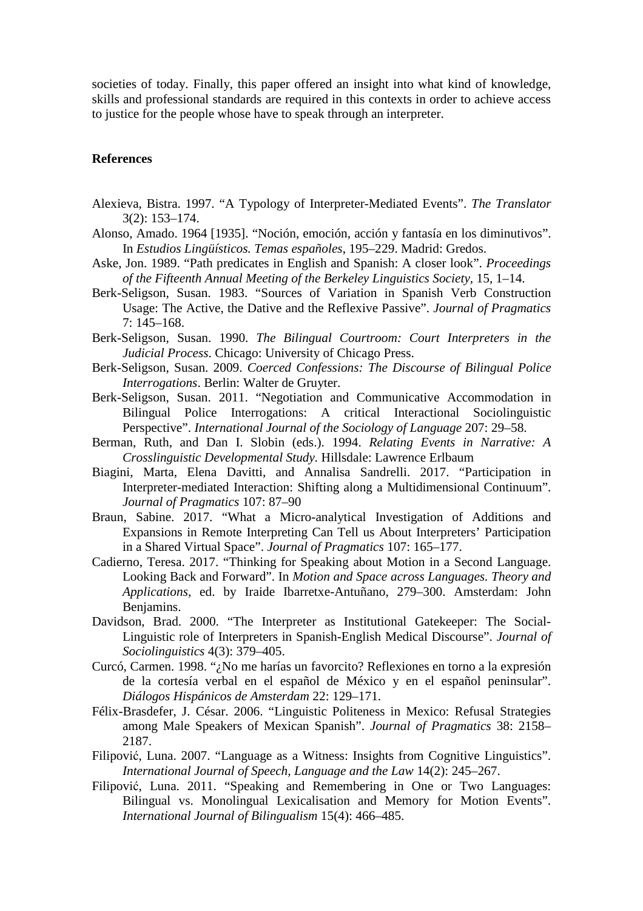societies of today. Finally, this paper offered an insight into what kind of knowledge, skills and professional standards are required in this contexts in order to achieve access to justice for the people whose have to speak through an interpreter.

## References

Alexieva, Bistra. 1997. "A Typology of Interpreter-Mediated Events". *The Translator* 3(2): 153–174.

Alonso, Amado. 1964 [1935]. "Noción, emoción, acción y fantasía en los diminutivos". In *Estudios Lingüísticos. Temas españoles*, 195–229. Madrid: Gredos.

Aske, Jon. 1989. "Path predicates in English and Spanish: A closer look". *Proceedings of the Fifteenth Annual Meeting of the Berkeley Linguistics Society*, 15, 1–14.

Berk-Seligson, Susan. 1983. "Sources of Variation in Spanish Verb Construction Usage: The Active, the Dative and the Reflexive Passive". *Journal of Pragmatics* 7: 145–168.

Berk-Seligson, Susan. 1990. *The Bilingual Courtroom: Court Interpreters in the Judicial Process*. Chicago: University of Chicago Press.

Berk-Seligson, Susan. 2009. *Coerced Confessions: The Discourse of Bilingual Police Interrogations*. Berlin: Walter de Gruyter.

Berk-Seligson, Susan. 2011. "Negotiation and Communicative Accommodation in Bilingual Police Interrogations: A critical Interactional Sociolinguistic Perspective". *International Journal of the Sociology of Language* 207: 29–58.

Berman, Ruth, and Dan I. Slobin (eds.). 1994. *Relating Events in Narrative: A Crosslinguistic Developmental Study*. Hillsdale: Lawrence Erlbaum

Biagini, Marta, Elena Davitti, and Annalisa Sandrelli. 2017. "Participation in Interpreter-mediated Interaction: Shifting along a Multidimensional Continuum". *Journal of Pragmatics* 107: 87–90

Braun, Sabine. 2017. "What a Micro-analytical Investigation of Additions and Expansions in Remote Interpreting Can Tell us About Interpreters' Participation in a Shared Virtual Space". *Journal of Pragmatics* 107: 165–177.

Cadierno, Teresa. 2017. "Thinking for Speaking about Motion in a Second Language. Looking Back and Forward". In *Motion and Space across Languages. Theory and Applications*, ed. by Iraide Ibarretxe-Antuñano, 279–300. Amsterdam: John Benjamins.

Davidson, Brad. 2000. "The Interpreter as Institutional Gatekeeper: The Social-Linguistic role of Interpreters in Spanish-English Medical Discourse". *Journal of Sociolinguistics* 4(3): 379–405.

Curcó, Carmen. 1998. "¿No me harías un favorcito? Reflexiones en torno a la expresión de la cortesía verbal en el español de México y en el español peninsular". *Diálogos Hispánicos de Amsterdam* 22: 129–171.

Félix-Brasdefer, J. César. 2006. "Linguistic Politeness in Mexico: Refusal Strategies among Male Speakers of Mexican Spanish". *Journal of Pragmatics* 38: 2158–2187.

Filipović, Luna. 2007. "Language as a Witness: Insights from Cognitive Linguistics". *International Journal of Speech, Language and the Law* 14(2): 245–267.

Filipović, Luna. 2011. "Speaking and Remembering in One or Two Languages: Bilingual vs. Monolingual Lexicalisation and Memory for Motion Events". *International Journal of Bilingualism* 15(4): 466–485.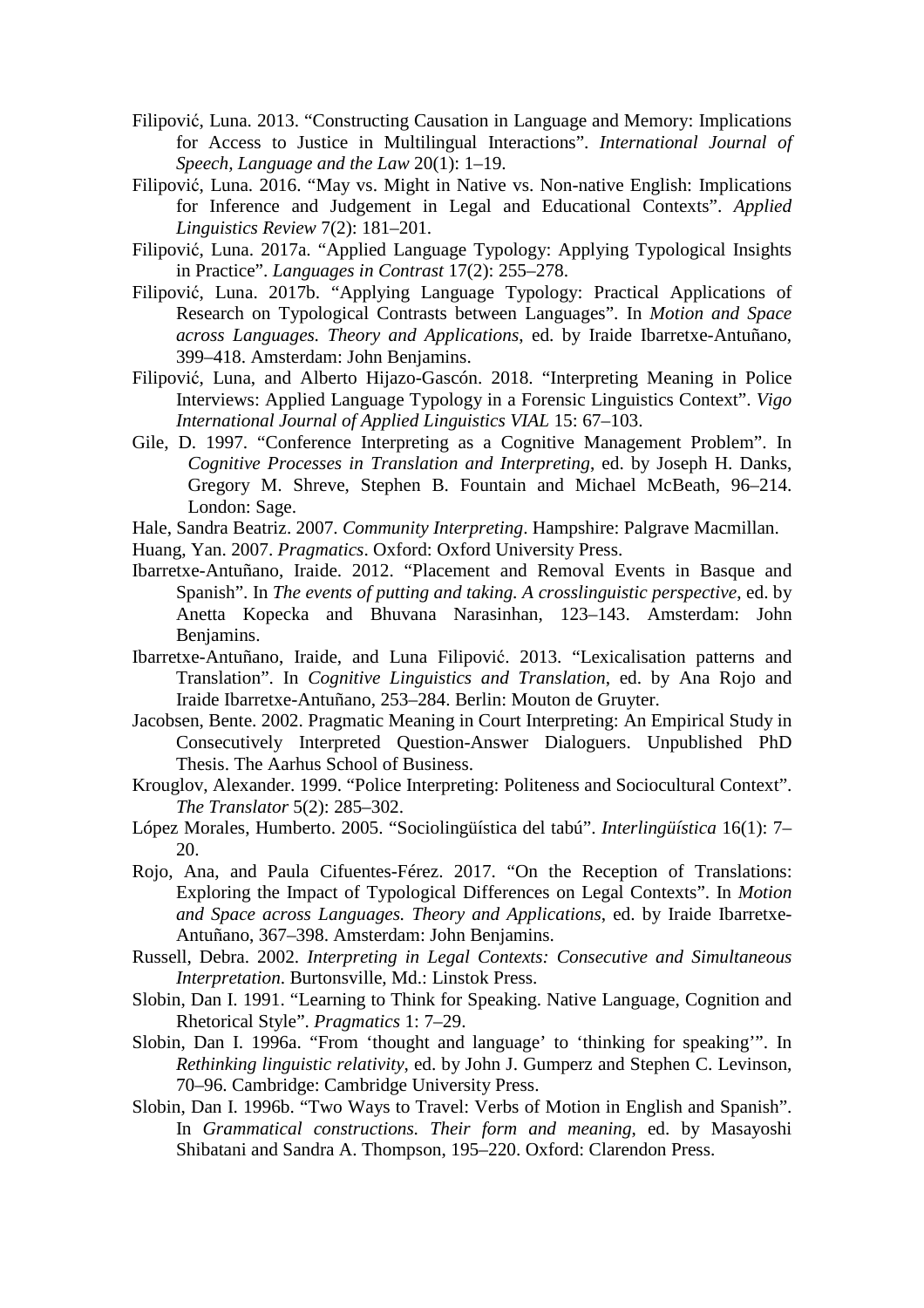Filipović, Luna. 2013. "Constructing Causation in Language and Memory: Implications for Access to Justice in Multilingual Interactions". *International Journal of Speech, Language and the Law* 20(1): 1–19.

Filipović, Luna. 2016. "May vs. Might in Native vs. Non-native English: Implications for Inference and Judgement in Legal and Educational Contexts". *Applied Linguistics Review* 7(2): 181–201.

Filipović, Luna. 2017a. "Applied Language Typology: Applying Typological Insights in Practice". *Languages in Contrast* 17(2): 255–278.

Filipović, Luna. 2017b. "Applying Language Typology: Practical Applications of Research on Typological Contrasts between Languages". In *Motion and Space across Languages. Theory and Applications*, ed. by Iraide Ibarretxe-Antuñano, 399–418. Amsterdam: John Benjamins.

Filipović, Luna, and Alberto Hijazo-Gascón. 2018. "Interpreting Meaning in Police Interviews: Applied Language Typology in a Forensic Linguistics Context". *Vigo International Journal of Applied Linguistics VIAL* 15: 67–103.

Gile, D. 1997. "Conference Interpreting as a Cognitive Management Problem". In *Cognitive Processes in Translation and Interpreting*, ed. by Joseph H. Danks, Gregory M. Shreve, Stephen B. Fountain and Michael McBeath, 96–214. London: Sage.

Hale, Sandra Beatriz. 2007. *Community Interpreting*. Hampshire: Palgrave Macmillan.

Huang, Yan. 2007. *Pragmatics*. Oxford: Oxford University Press.

Ibarretxe-Antuñano, Iraide. 2012. "Placement and Removal Events in Basque and Spanish". In *The events of putting and taking. A crosslinguistic perspective*, ed. by Anetta Kopecka and Bhuvana Narasinhan, 123–143. Amsterdam: John Benjamins.

Ibarretxe-Antuñano, Iraide, and Luna Filipović. 2013. "Lexicalisation patterns and Translation". In *Cognitive Linguistics and Translation*, ed. by Ana Rojo and Iraide Ibarretxe-Antuñano, 253–284. Berlin: Mouton de Gruyter.

Jacobsen, Bente. 2002. Pragmatic Meaning in Court Interpreting: An Empirical Study in Consecutively Interpreted Question-Answer Dialoguers. Unpublished PhD Thesis. The Aarhus School of Business.

Krouglov, Alexander. 1999. "Police Interpreting: Politeness and Sociocultural Context". *The Translator* 5(2): 285–302.

López Morales, Humberto. 2005. "Sociolingüística del tabú". *Interlingüística* 16(1): 7–20.

Rojo, Ana, and Paula Cifuentes-Férez. 2017. "On the Reception of Translations: Exploring the Impact of Typological Differences on Legal Contexts". In *Motion and Space across Languages. Theory and Applications*, ed. by Iraide Ibarretxe-Antuñano, 367–398. Amsterdam: John Benjamins.

Russell, Debra. 2002. *Interpreting in Legal Contexts: Consecutive and Simultaneous Interpretation*. Burtonsville, Md.: Linstok Press.

Slobin, Dan I. 1991. "Learning to Think for Speaking. Native Language, Cognition and Rhetorical Style". *Pragmatics* 1: 7–29.

Slobin, Dan I. 1996a. "From 'thought and language' to 'thinking for speaking'". In *Rethinking linguistic relativity*, ed. by John J. Gumperz and Stephen C. Levinson, 70–96. Cambridge: Cambridge University Press.

Slobin, Dan I. 1996b. "Two Ways to Travel: Verbs of Motion in English and Spanish". In *Grammatical constructions. Their form and meaning*, ed. by Masayoshi Shibatani and Sandra A. Thompson, 195–220. Oxford: Clarendon Press.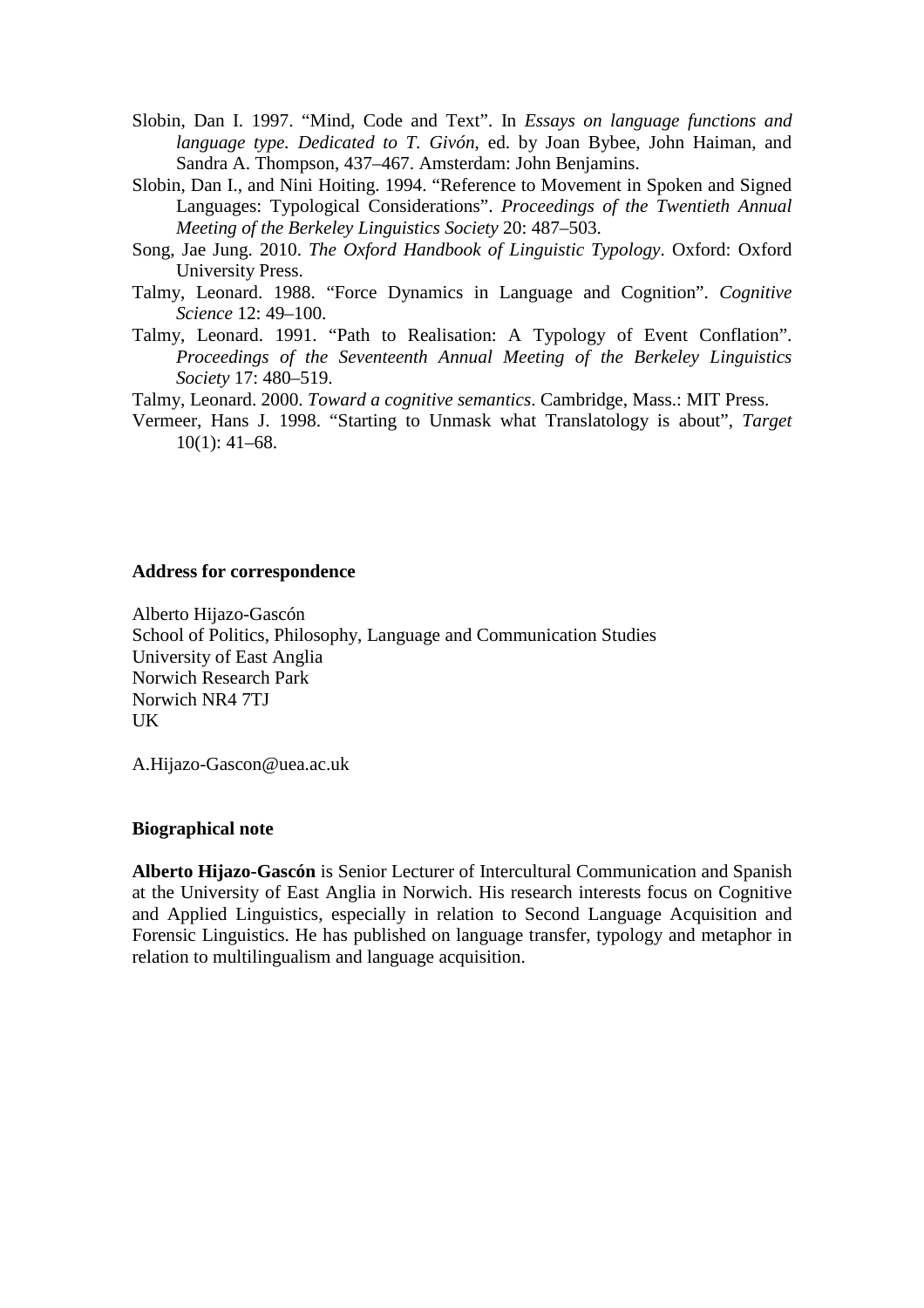Slobin, Dan I. 1997. "Mind, Code and Text". In *Essays on language functions and language type. Dedicated to T. Givón*, ed. by Joan Bybee, John Haiman, and Sandra A. Thompson, 437–467. Amsterdam: John Benjamins.

Slobin, Dan I., and Nini Hoiting. 1994. "Reference to Movement in Spoken and Signed Languages: Typological Considerations". *Proceedings of the Twentieth Annual Meeting of the Berkeley Linguistics Society* 20: 487–503.

Song, Jae Jung. 2010. *The Oxford Handbook of Linguistic Typology*. Oxford: Oxford University Press.

Talmy, Leonard. 1988. "Force Dynamics in Language and Cognition". *Cognitive Science* 12: 49–100.

Talmy, Leonard. 1991. "Path to Realisation: A Typology of Event Conflation". *Proceedings of the Seventeenth Annual Meeting of the Berkeley Linguistics Society* 17: 480–519.

Talmy, Leonard. 2000. *Toward a cognitive semantics*. Cambridge, Mass.: MIT Press.

Vermeer, Hans J. 1998. "Starting to Unmask what Translatology is about", *Target* 10(1): 41–68.

**Address for correspondence**

Alberto Hijazo-Gascón
School of Politics, Philosophy, Language and Communication Studies
University of East Anglia
Norwich Research Park
Norwich NR4 7TJ
UK

A.Hijazo-Gascon@uea.ac.uk

**Biographical note**

**Alberto Hijazo-Gascón** is Senior Lecturer of Intercultural Communication and Spanish at the University of East Anglia in Norwich. His research interests focus on Cognitive and Applied Linguistics, especially in relation to Second Language Acquisition and Forensic Linguistics. He has published on language transfer, typology and metaphor in relation to multilingualism and language acquisition.